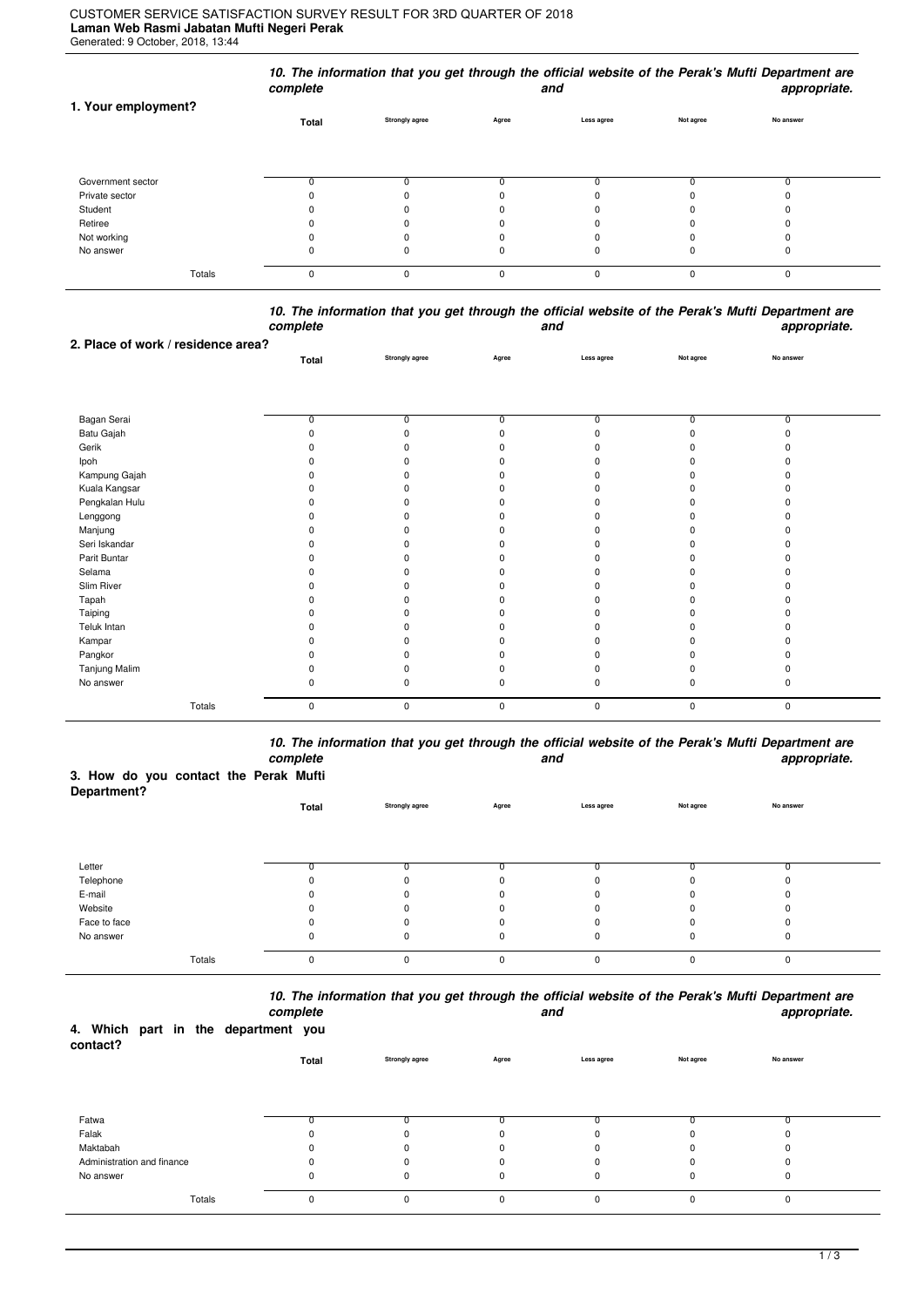CUSTOMER SERVICE SATISFACTION SURVEY RESULT FOR 3RD QUARTER OF 2018
**Laman Web Rasmi Jabatan Mufti Negeri Perak**
Generated: 9 October, 2018, 13:44

***10. The information that you get through the official website of the Perak's Mufti Department are complete and appropriate.***

| 1. Your employment? | Total | Strongly agree | Agree | Less agree | Not agree | No answer |
|---|---|---|---|---|---|---|
| Government sector | 0 | 0 | 0 | 0 | 0 | 0 |
| Private sector | 0 | 0 | 0 | 0 | 0 | 0 |
| Student | 0 | 0 | 0 | 0 | 0 | 0 |
| Retiree | 0 | 0 | 0 | 0 | 0 | 0 |
| Not working | 0 | 0 | 0 | 0 | 0 | 0 |
| No answer | 0 | 0 | 0 | 0 | 0 | 0 |
| Totals | 0 | 0 | 0 | 0 | 0 | 0 |

***10. The information that you get through the official website of the Perak's Mufti Department are complete and appropriate.***

| 2. Place of work / residence area? | Total | Strongly agree | Agree | Less agree | Not agree | No answer |
|---|---|---|---|---|---|---|
| Bagan Serai | 0 | 0 | 0 | 0 | 0 | 0 |
| Batu Gajah | 0 | 0 | 0 | 0 | 0 | 0 |
| Gerik | 0 | 0 | 0 | 0 | 0 | 0 |
| Ipoh | 0 | 0 | 0 | 0 | 0 | 0 |
| Kampung Gajah | 0 | 0 | 0 | 0 | 0 | 0 |
| Kuala Kangsar | 0 | 0 | 0 | 0 | 0 | 0 |
| Pengkalan Hulu | 0 | 0 | 0 | 0 | 0 | 0 |
| Lenggong | 0 | 0 | 0 | 0 | 0 | 0 |
| Manjung | 0 | 0 | 0 | 0 | 0 | 0 |
| Seri Iskandar | 0 | 0 | 0 | 0 | 0 | 0 |
| Parit Buntar | 0 | 0 | 0 | 0 | 0 | 0 |
| Selama | 0 | 0 | 0 | 0 | 0 | 0 |
| Slim River | 0 | 0 | 0 | 0 | 0 | 0 |
| Tapah | 0 | 0 | 0 | 0 | 0 | 0 |
| Taiping | 0 | 0 | 0 | 0 | 0 | 0 |
| Teluk Intan | 0 | 0 | 0 | 0 | 0 | 0 |
| Kampar | 0 | 0 | 0 | 0 | 0 | 0 |
| Pangkor | 0 | 0 | 0 | 0 | 0 | 0 |
| Tanjung Malim | 0 | 0 | 0 | 0 | 0 | 0 |
| No answer | 0 | 0 | 0 | 0 | 0 | 0 |
| Totals | 0 | 0 | 0 | 0 | 0 | 0 |

***10. The information that you get through the official website of the Perak's Mufti Department are complete and appropriate.***

| 3. How do you contact the Perak Mufti Department? | Total | Strongly agree | Agree | Less agree | Not agree | No answer |
|---|---|---|---|---|---|---|
| Letter | 0 | 0 | 0 | 0 | 0 | 0 |
| Telephone | 0 | 0 | 0 | 0 | 0 | 0 |
| E-mail | 0 | 0 | 0 | 0 | 0 | 0 |
| Website | 0 | 0 | 0 | 0 | 0 | 0 |
| Face to face | 0 | 0 | 0 | 0 | 0 | 0 |
| No answer | 0 | 0 | 0 | 0 | 0 | 0 |
| Totals | 0 | 0 | 0 | 0 | 0 | 0 |

***10. The information that you get through the official website of the Perak's Mufti Department are complete and appropriate.***

| 4. Which part in the department you contact? | Total | Strongly agree | Agree | Less agree | Not agree | No answer |
|---|---|---|---|---|---|---|
| Fatwa | 0 | 0 | 0 | 0 | 0 | 0 |
| Falak | 0 | 0 | 0 | 0 | 0 | 0 |
| Maktabah | 0 | 0 | 0 | 0 | 0 | 0 |
| Administration and finance | 0 | 0 | 0 | 0 | 0 | 0 |
| No answer | 0 | 0 | 0 | 0 | 0 | 0 |
| Totals | 0 | 0 | 0 | 0 | 0 | 0 |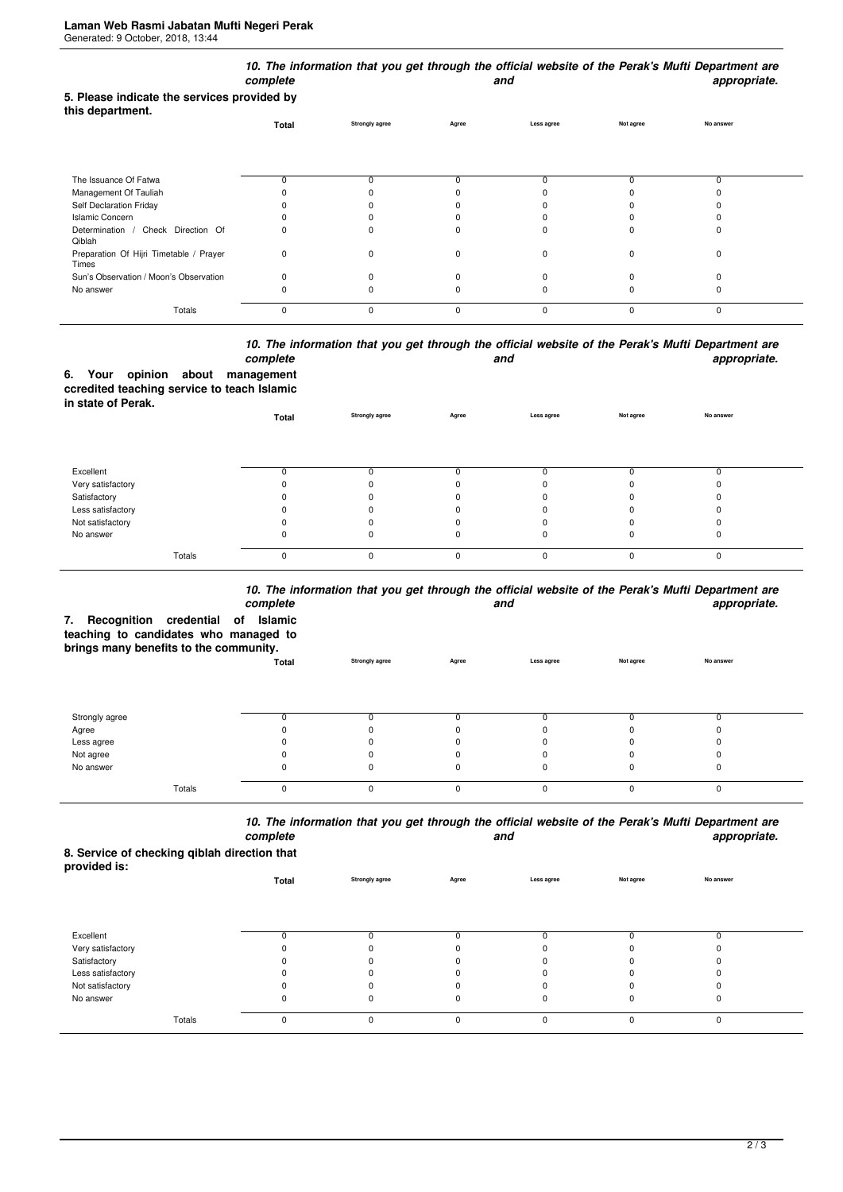**5. Please indicate the services provided by this department.**

*10. The information that you get through the official website of the Perak's Mufti Department are complete and appropriate.*

| | Total | Strongly agree | Agree | Less agree | Not agree | No answer |
|---|---|---|---|---|---|---|
| The Issuance Of Fatwa | 0 | 0 | 0 | 0 | 0 | 0 |
| Management Of Tauliah | 0 | 0 | 0 | 0 | 0 | 0 |
| Self Declaration Friday | 0 | 0 | 0 | 0 | 0 | 0 |
| Islamic Concern | 0 | 0 | 0 | 0 | 0 | 0 |
| Determination / Check Direction Of Qiblah | 0 | 0 | 0 | 0 | 0 | 0 |
| Preparation Of Hijri Timetable / Prayer Times | 0 | 0 | 0 | 0 | 0 | 0 |
| Sun's Observation / Moon's Observation | 0 | 0 | 0 | 0 | 0 | 0 |
| No answer | 0 | 0 | 0 | 0 | 0 | 0 |
| Totals | 0 | 0 | 0 | 0 | 0 | 0 |

**6. Your opinion about management ccredited teaching service to teach Islamic in state of Perak.**

*10. The information that you get through the official website of the Perak's Mufti Department are complete and appropriate.*

| | Total | Strongly agree | Agree | Less agree | Not agree | No answer |
|---|---|---|---|---|---|---|
| Excellent | 0 | 0 | 0 | 0 | 0 | 0 |
| Very satisfactory | 0 | 0 | 0 | 0 | 0 | 0 |
| Satisfactory | 0 | 0 | 0 | 0 | 0 | 0 |
| Less satisfactory | 0 | 0 | 0 | 0 | 0 | 0 |
| Not satisfactory | 0 | 0 | 0 | 0 | 0 | 0 |
| No answer | 0 | 0 | 0 | 0 | 0 | 0 |
| Totals | 0 | 0 | 0 | 0 | 0 | 0 |

**7. Recognition credential of Islamic teaching to candidates who managed to brings many benefits to the community.**

*10. The information that you get through the official website of the Perak's Mufti Department are complete and appropriate.*

| | Total | Strongly agree | Agree | Less agree | Not agree | No answer |
|---|---|---|---|---|---|---|
| Strongly agree | 0 | 0 | 0 | 0 | 0 | 0 |
| Agree | 0 | 0 | 0 | 0 | 0 | 0 |
| Less agree | 0 | 0 | 0 | 0 | 0 | 0 |
| Not agree | 0 | 0 | 0 | 0 | 0 | 0 |
| No answer | 0 | 0 | 0 | 0 | 0 | 0 |
| Totals | 0 | 0 | 0 | 0 | 0 | 0 |

**8. Service of checking qiblah direction that provided is:**

*10. The information that you get through the official website of the Perak's Mufti Department are complete and appropriate.*

| | Total | Strongly agree | Agree | Less agree | Not agree | No answer |
|---|---|---|---|---|---|---|
| Excellent | 0 | 0 | 0 | 0 | 0 | 0 |
| Very satisfactory | 0 | 0 | 0 | 0 | 0 | 0 |
| Satisfactory | 0 | 0 | 0 | 0 | 0 | 0 |
| Less satisfactory | 0 | 0 | 0 | 0 | 0 | 0 |
| Not satisfactory | 0 | 0 | 0 | 0 | 0 | 0 |
| No answer | 0 | 0 | 0 | 0 | 0 | 0 |
| Totals | 0 | 0 | 0 | 0 | 0 | 0 |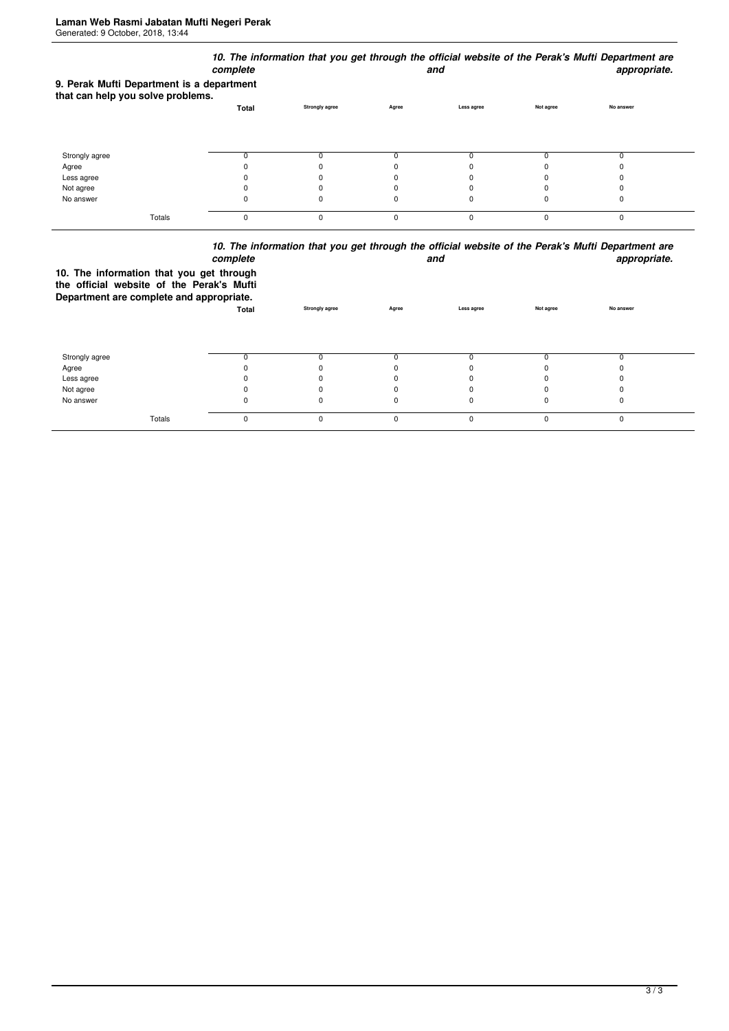**Laman Web Rasmi Jabatan Mufti Negeri Perak**
Generated: 9 October, 2018, 13:44

| 9. Perak Mufti Department is a department that can help you solve problems. | Total | 10. The information that you get through the official website of the Perak's Mufti Department are complete and appropriate. | | | | |
|---|---|---|---|---|---|---|
| | | Strongly agree | Agree | Less agree | Not agree | No answer |
| Strongly agree | 0 | 0 | 0 | 0 | 0 | 0 |
| Agree | 0 | 0 | 0 | 0 | 0 | 0 |
| Less agree | 0 | 0 | 0 | 0 | 0 | 0 |
| Not agree | 0 | 0 | 0 | 0 | 0 | 0 |
| No answer | 0 | 0 | 0 | 0 | 0 | 0 |
| Totals | 0 | 0 | 0 | 0 | 0 | 0 |

| 10. The information that you get through the official website of the Perak's Mufti Department are complete and appropriate. | Total | 10. The information that you get through the official website of the Perak's Mufti Department are complete and appropriate. | | | | |
|---|---|---|---|---|---|---|
| | | Strongly agree | Agree | Less agree | Not agree | No answer |
| Strongly agree | 0 | 0 | 0 | 0 | 0 | 0 |
| Agree | 0 | 0 | 0 | 0 | 0 | 0 |
| Less agree | 0 | 0 | 0 | 0 | 0 | 0 |
| Not agree | 0 | 0 | 0 | 0 | 0 | 0 |
| No answer | 0 | 0 | 0 | 0 | 0 | 0 |
| Totals | 0 | 0 | 0 | 0 | 0 | 0 |